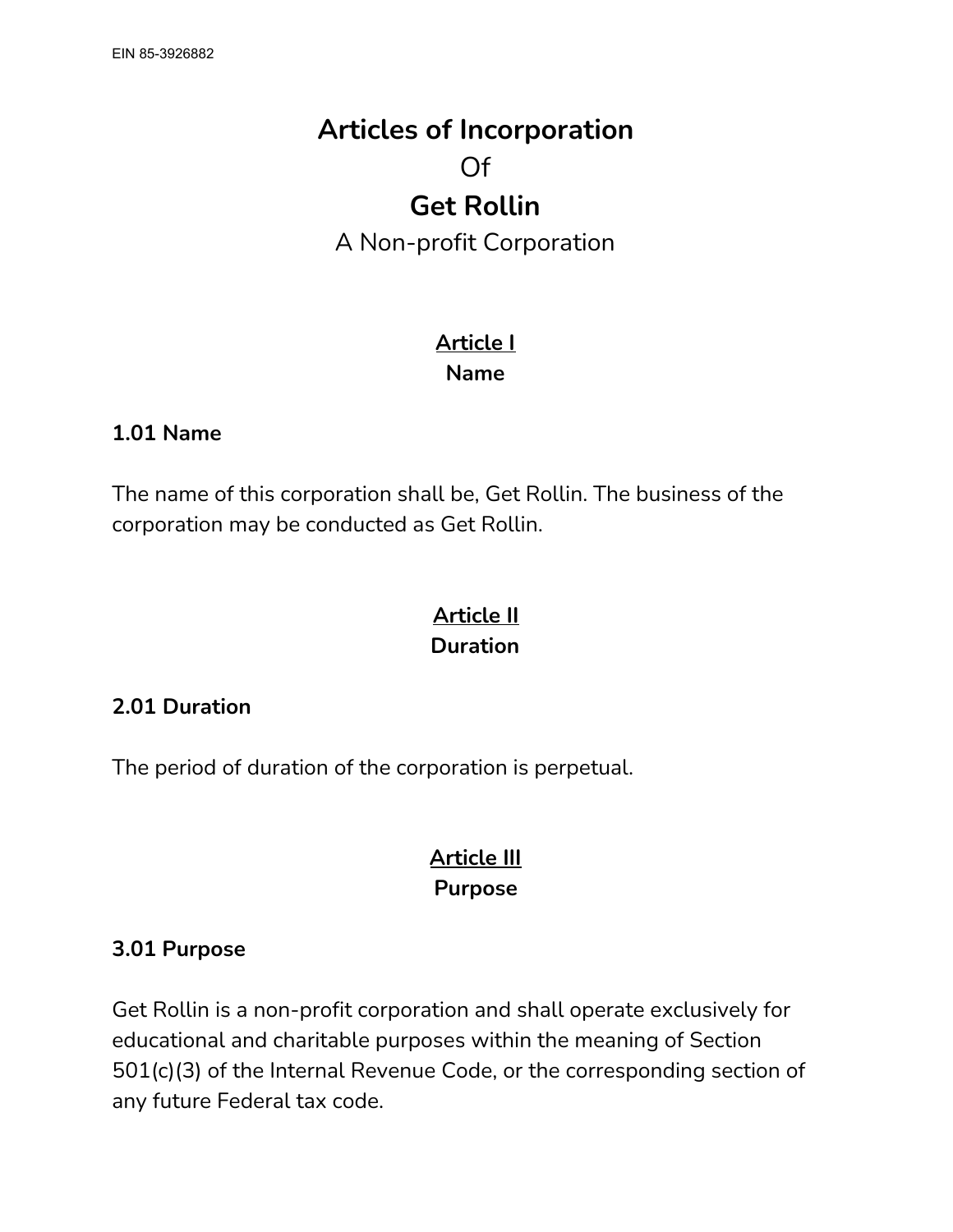EIN 85-3926882

# Articles of Incorporation

Of

# Get Rollin

A Non-profit Corporation

## Article I
## Name

### 1.01 Name

The name of this corporation shall be, Get Rollin. The business of the corporation may be conducted as Get Rollin.

## Article II
## Duration

### 2.01 Duration

The period of duration of the corporation is perpetual.

## Article III
## Purpose

### 3.01 Purpose

Get Rollin is a non-profit corporation and shall operate exclusively for educational and charitable purposes within the meaning of Section 501(c)(3) of the Internal Revenue Code, or the corresponding section of any future Federal tax code.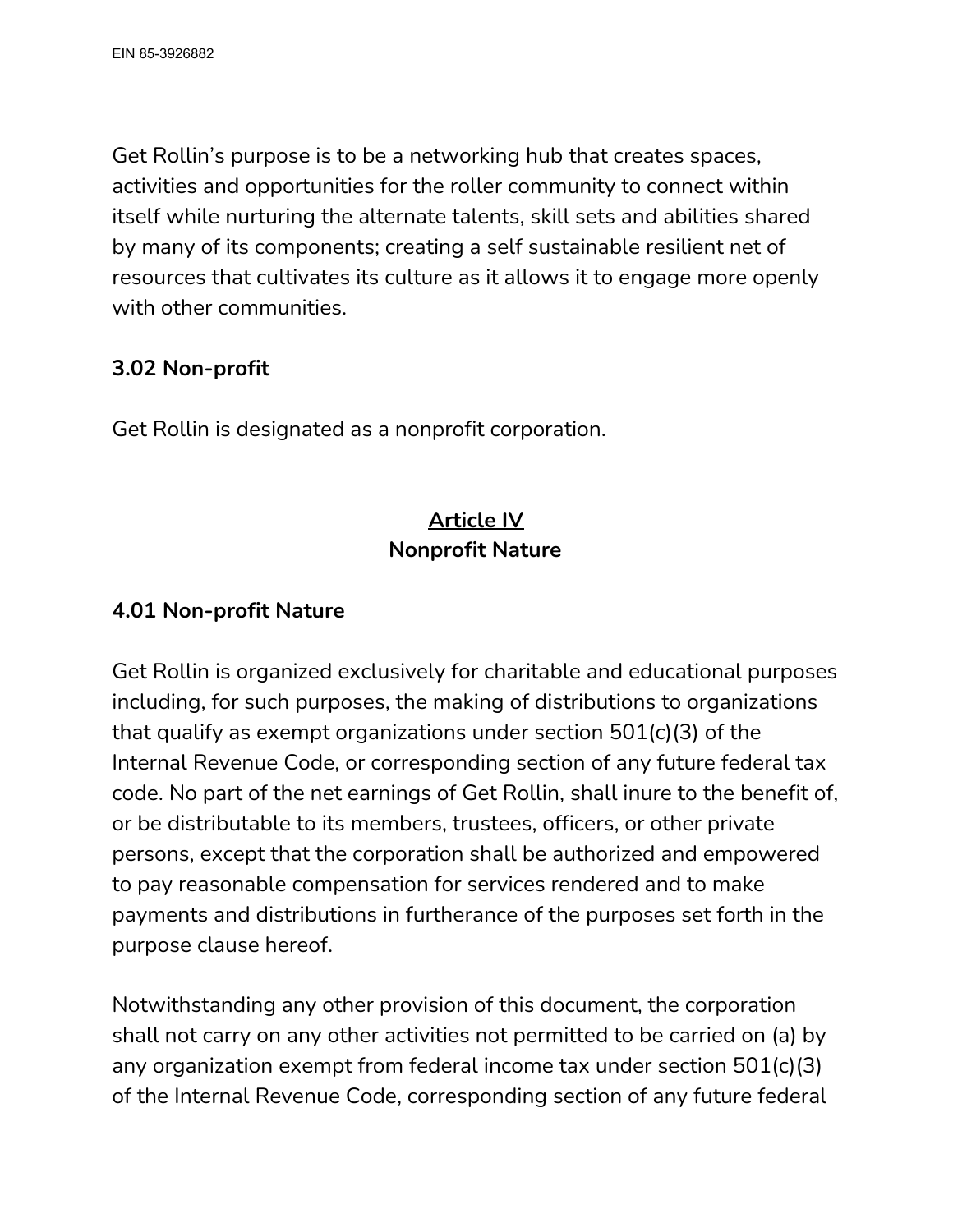Get Rollin's purpose is to be a networking hub that creates spaces, activities and opportunities for the roller community to connect within itself while nurturing the alternate talents, skill sets and abilities shared by many of its components; creating a self sustainable resilient net of resources that cultivates its culture as it allows it to engage more openly with other communities.

**3.02 Non-profit**

Get Rollin is designated as a nonprofit corporation.

## Article IV
## Nonprofit Nature

**4.01 Non-profit Nature**

Get Rollin is organized exclusively for charitable and educational purposes including, for such purposes, the making of distributions to organizations that qualify as exempt organizations under section 501(c)(3) of the Internal Revenue Code, or corresponding section of any future federal tax code. No part of the net earnings of Get Rollin, shall inure to the benefit of, or be distributable to its members, trustees, officers, or other private persons, except that the corporation shall be authorized and empowered to pay reasonable compensation for services rendered and to make payments and distributions in furtherance of the purposes set forth in the purpose clause hereof.

Notwithstanding any other provision of this document, the corporation shall not carry on any other activities not permitted to be carried on (a) by any organization exempt from federal income tax under section 501(c)(3) of the Internal Revenue Code, corresponding section of any future federal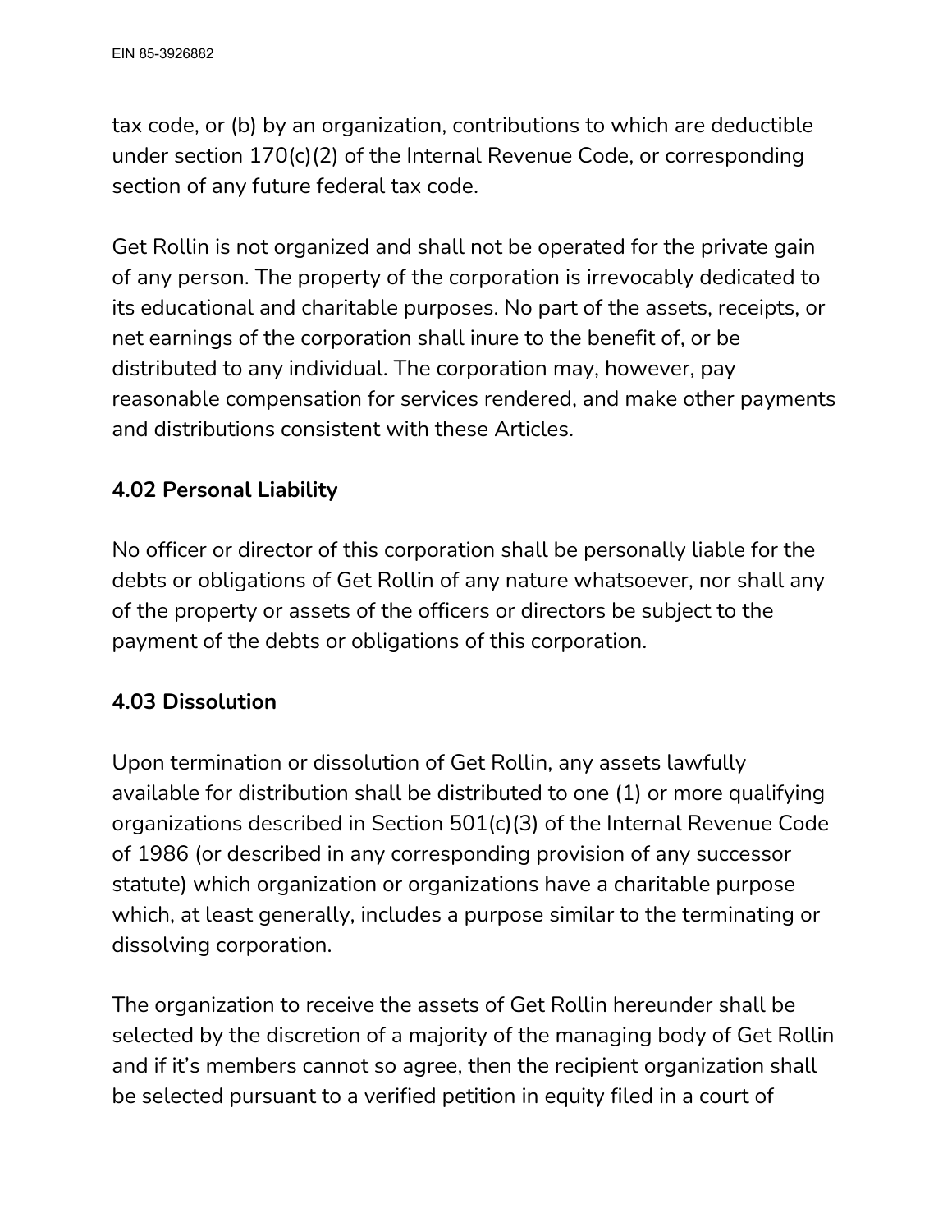tax code, or (b) by an organization, contributions to which are deductible under section 170(c)(2) of the Internal Revenue Code, or corresponding section of any future federal tax code.

Get Rollin is not organized and shall not be operated for the private gain of any person. The property of the corporation is irrevocably dedicated to its educational and charitable purposes. No part of the assets, receipts, or net earnings of the corporation shall inure to the benefit of, or be distributed to any individual. The corporation may, however, pay reasonable compensation for services rendered, and make other payments and distributions consistent with these Articles.

**4.02 Personal Liability**

No officer or director of this corporation shall be personally liable for the debts or obligations of Get Rollin of any nature whatsoever, nor shall any of the property or assets of the officers or directors be subject to the payment of the debts or obligations of this corporation.

**4.03 Dissolution**

Upon termination or dissolution of Get Rollin, any assets lawfully available for distribution shall be distributed to one (1) or more qualifying organizations described in Section 501(c)(3) of the Internal Revenue Code of 1986 (or described in any corresponding provision of any successor statute) which organization or organizations have a charitable purpose which, at least generally, includes a purpose similar to the terminating or dissolving corporation.

The organization to receive the assets of Get Rollin hereunder shall be selected by the discretion of a majority of the managing body of Get Rollin and if it's members cannot so agree, then the recipient organization shall be selected pursuant to a verified petition in equity filed in a court of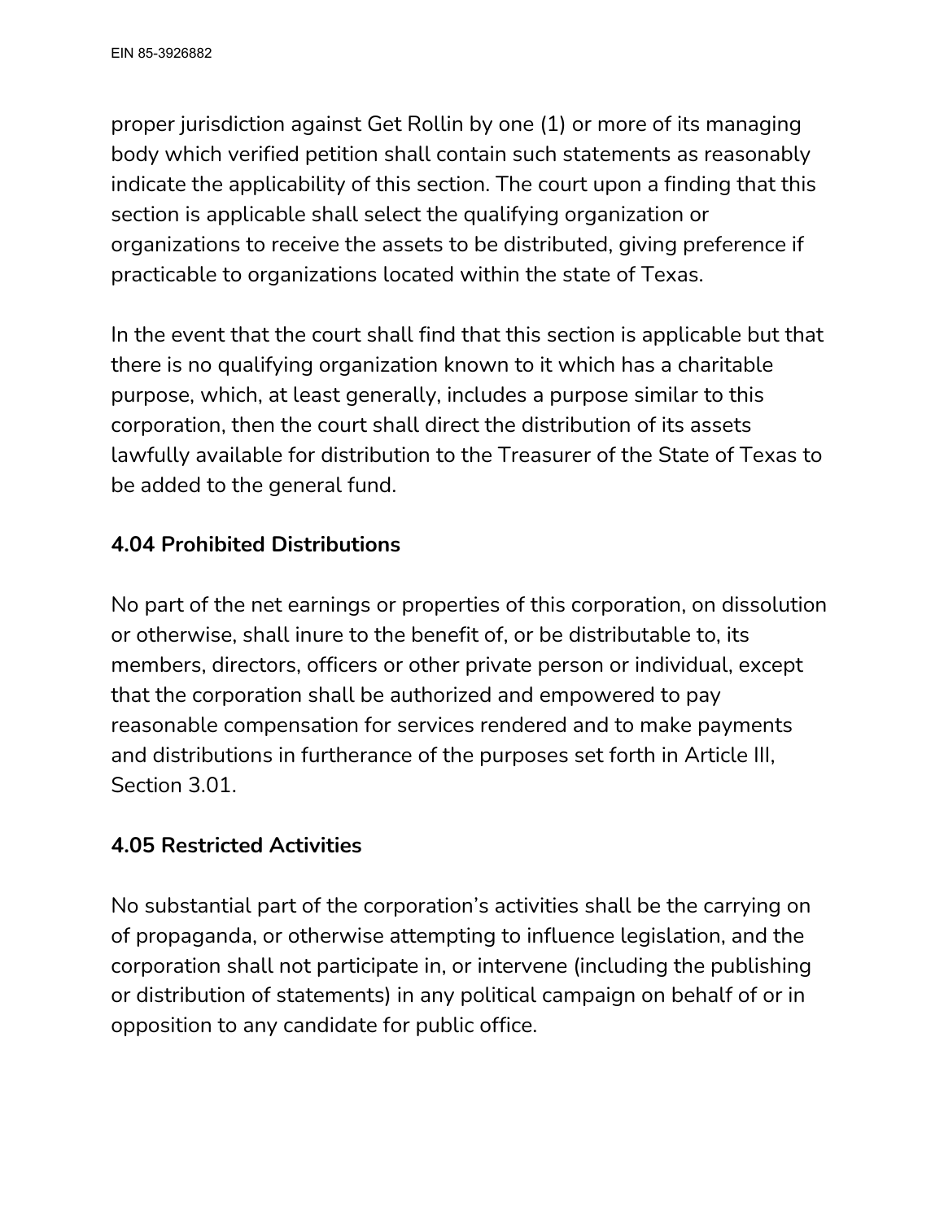proper jurisdiction against Get Rollin by one (1) or more of its managing body which verified petition shall contain such statements as reasonably indicate the applicability of this section. The court upon a finding that this section is applicable shall select the qualifying organization or organizations to receive the assets to be distributed, giving preference if practicable to organizations located within the state of Texas.

In the event that the court shall find that this section is applicable but that there is no qualifying organization known to it which has a charitable purpose, which, at least generally, includes a purpose similar to this corporation, then the court shall direct the distribution of its assets lawfully available for distribution to the Treasurer of the State of Texas to be added to the general fund.

**4.04 Prohibited Distributions**

No part of the net earnings or properties of this corporation, on dissolution or otherwise, shall inure to the benefit of, or be distributable to, its members, directors, officers or other private person or individual, except that the corporation shall be authorized and empowered to pay reasonable compensation for services rendered and to make payments and distributions in furtherance of the purposes set forth in Article III, Section 3.01.

**4.05 Restricted Activities**

No substantial part of the corporation's activities shall be the carrying on of propaganda, or otherwise attempting to influence legislation, and the corporation shall not participate in, or intervene (including the publishing or distribution of statements) in any political campaign on behalf of or in opposition to any candidate for public office.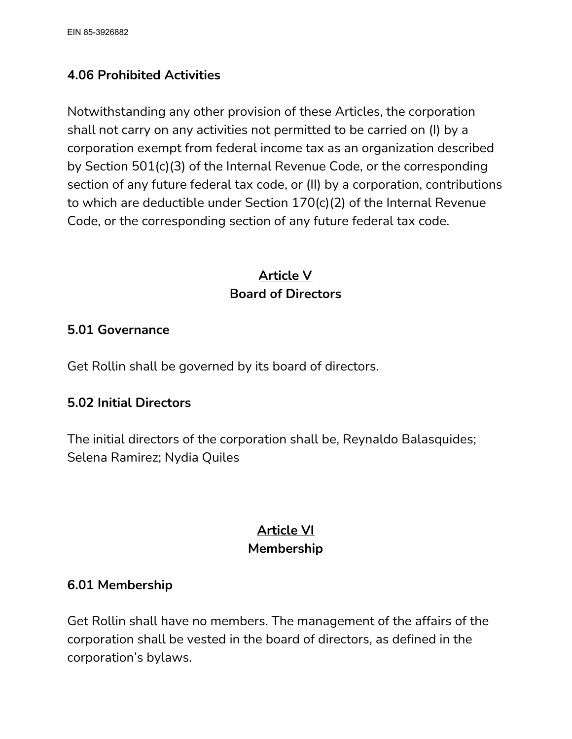### 4.06 Prohibited Activities

Notwithstanding any other provision of these Articles, the corporation shall not carry on any activities not permitted to be carried on (I) by a corporation exempt from federal income tax as an organization described by Section 501(c)(3) of the Internal Revenue Code, or the corresponding section of any future federal tax code, or (II) by a corporation, contributions to which are deductible under Section 170(c)(2) of the Internal Revenue Code, or the corresponding section of any future federal tax code.

## Article V
## Board of Directors

### 5.01 Governance

Get Rollin shall be governed by its board of directors.

### 5.02 Initial Directors

The initial directors of the corporation shall be, Reynaldo Balasquides; Selena Ramirez; Nydia Quiles

## Article VI
## Membership

### 6.01 Membership

Get Rollin shall have no members. The management of the affairs of the corporation shall be vested in the board of directors, as defined in the corporation's bylaws.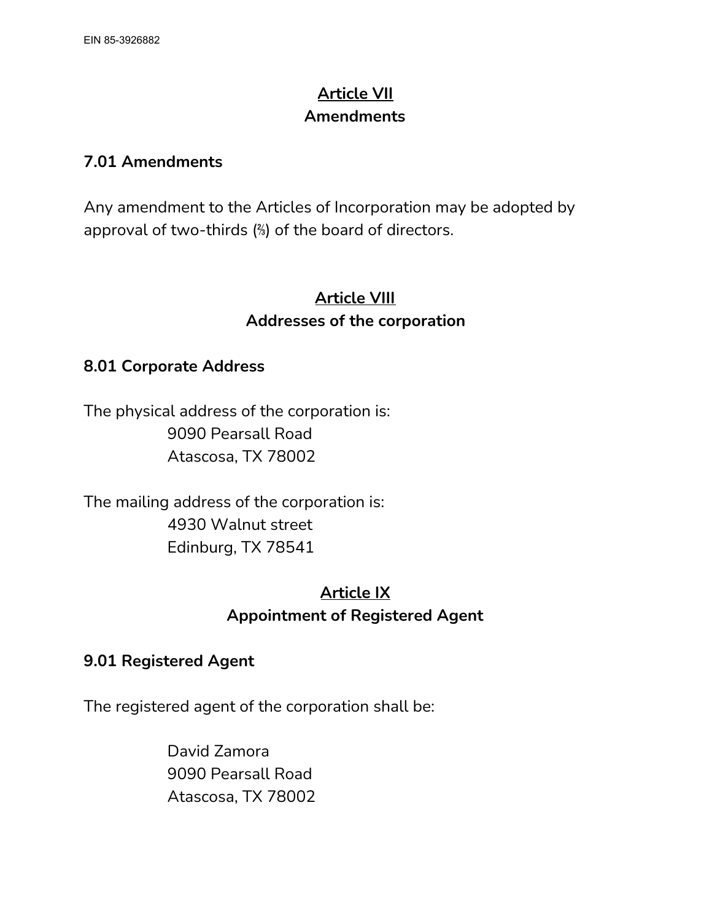## Article VII
## Amendments

### 7.01 Amendments

Any amendment to the Articles of Incorporation may be adopted by approval of two-thirds (⅔) of the board of directors.

## Article VIII
## Addresses of the corporation

### 8.01 Corporate Address

The physical address of the corporation is:

9090 Pearsall Road
Atascosa, TX 78002

The mailing address of the corporation is:

4930 Walnut street
Edinburg, TX 78541

## Article IX
## Appointment of Registered Agent

### 9.01 Registered Agent

The registered agent of the corporation shall be:

David Zamora
9090 Pearsall Road
Atascosa, TX 78002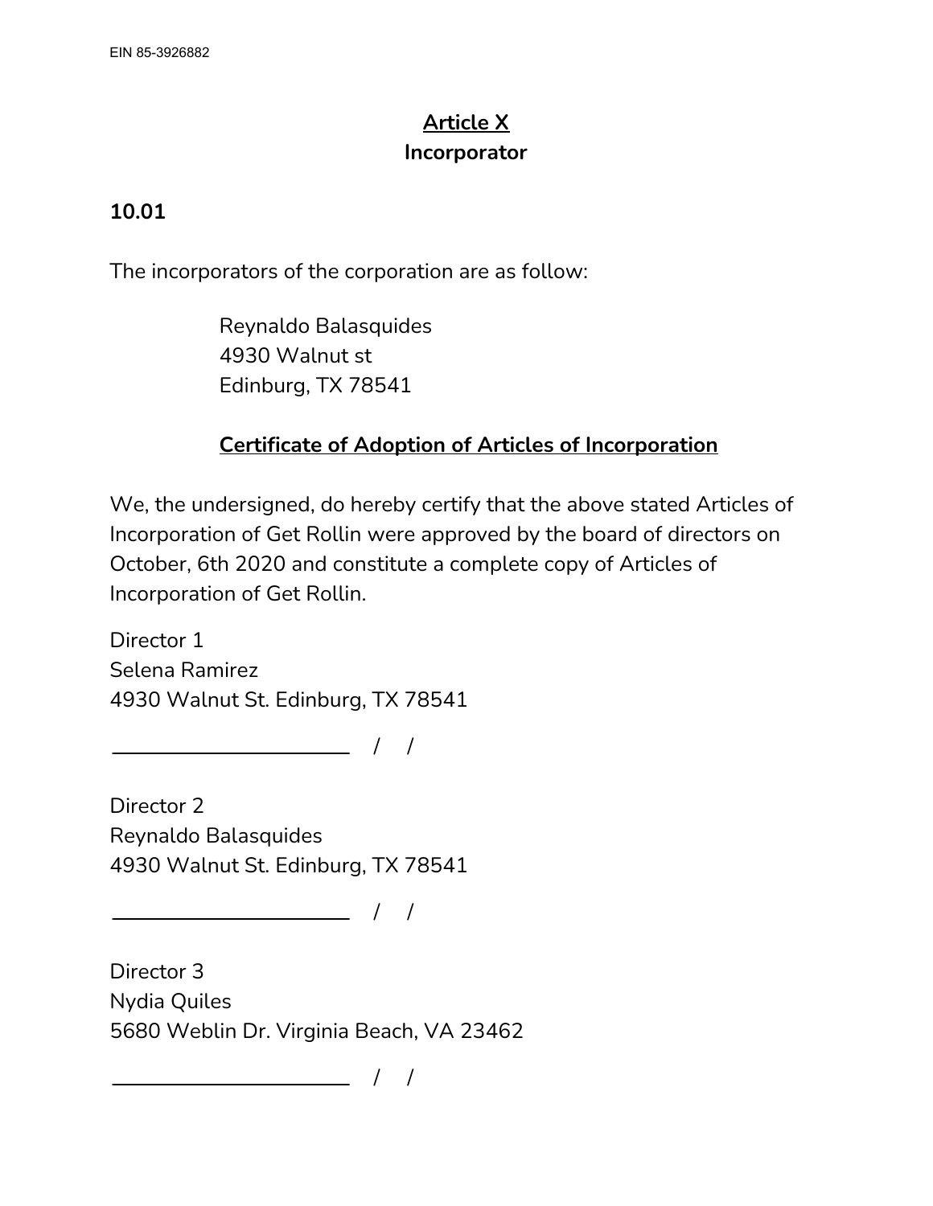EIN 85-3926882

## Article X
## Incorporator

**10.01**

The incorporators of the corporation are as follow:

Reynaldo Balasquides
4930 Walnut st
Edinburg, TX 78541

## Certificate of Adoption of Articles of Incorporation

We, the undersigned, do hereby certify that the above stated Articles of Incorporation of Get Rollin were approved by the board of directors on October, 6th 2020 and constitute a complete copy of Articles of Incorporation of Get Rollin.

Director 1
Selena Ramirez
4930 Walnut St. Edinburg, TX 78541

______________________ / /

Director 2
Reynaldo Balasquides
4930 Walnut St. Edinburg, TX 78541

______________________ / /

Director 3
Nydia Quiles
5680 Weblin Dr. Virginia Beach, VA 23462

______________________ / /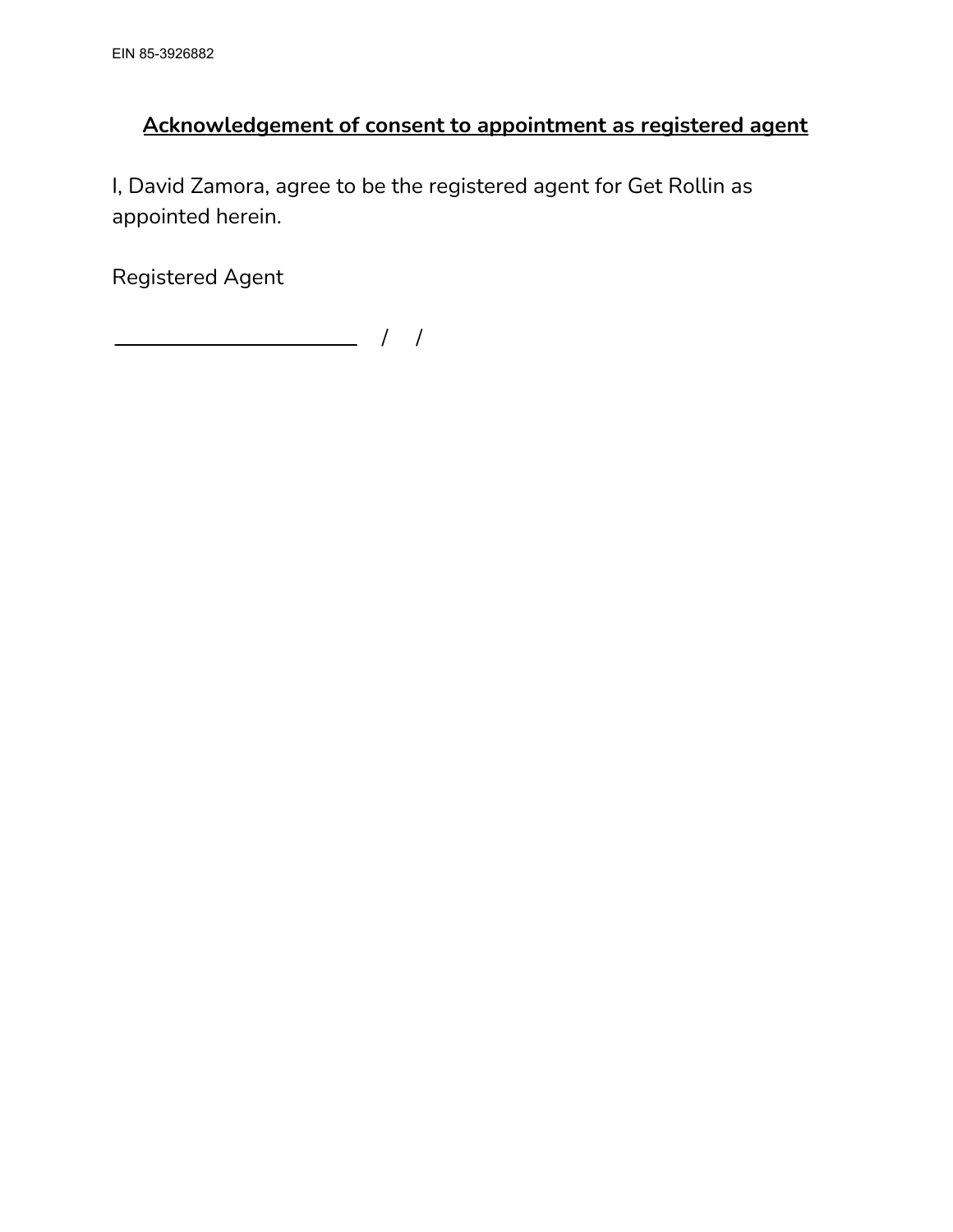EIN 85-3926882

**Acknowledgement of consent to appointment as registered agent**

I, David Zamora, agree to be the registered agent for Get Rollin as appointed herein.

Registered Agent

\_\_\_\_\_\_\_\_\_\_\_\_\_\_\_\_\_\_\_\_\_\_\_\_  /  /